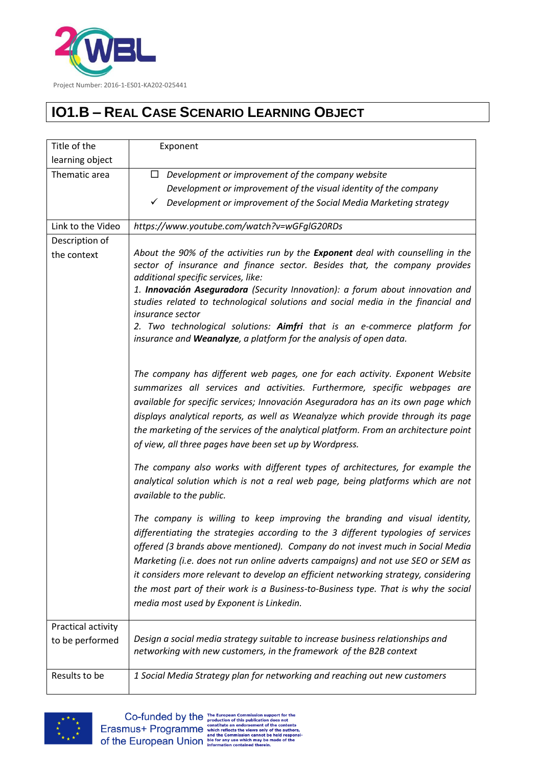Project Number: 2016-1-ES01-KA202-025441

# IO1.B – Real Case Scenario Learning Object

| Title of the learning object | Exponent |
|---|---|
| Thematic area | ☐ *Development or improvement of the company website*<br>*Development or improvement of the visual identity of the company*<br>✓ *Development or improvement of the Social Media Marketing strategy* |
| Link to the Video | *https://www.youtube.com/watch?v=wGFgIG20RDs* |
| Description of the context | *About the 90% of the activities run by the* ***Exponent*** *deal with counselling in the sector of insurance and finance sector. Besides that, the company provides additional specific services, like:*<br>*1.* ***Innovación Aseguradora*** *(Security Innovation): a forum about innovation and studies related to technological solutions and social media in the financial and insurance sector*<br>*2. Two technological solutions:* ***Aimfri*** *that is an e-commerce platform for insurance and* ***Weanalyze****, a platform for the analysis of open data.*<br><br>*The company has different web pages, one for each activity. Exponent Website summarizes all services and activities. Furthermore, specific webpages are available for specific services; Innovación Aseguradora has an its own page which displays analytical reports, as well as Weanalyze which provide through its page the marketing of the services of the analytical platform. From an architecture point of view, all three pages have been set up by Wordpress.*<br><br>*The company also works with different types of architectures, for example the analytical solution which is not a real web page, being platforms which are not available to the public.*<br><br>*The company is willing to keep improving the branding and visual identity, differentiating the strategies according to the 3 different typologies of services offered (3 brands above mentioned). Company do not invest much in Social Media Marketing (i.e. does not run online adverts campaigns) and not use SEO or SEM as it considers more relevant to develop an efficient networking strategy, considering the most part of their work is a Business-to-Business type. That is why the social media most used by Exponent is Linkedin.* |
| Practical activity to be performed | *Design a social media strategy suitable to increase business relationships and networking with new customers, in the framework of the B2B context* |
| Results to be | *1 Social Media Strategy plan for networking and reaching out new customers* |

Co-funded by the Erasmus+ Programme of the European Union. The European Commission support for the production of this publication does not constitute an endorsement of the contents which reflects the views only of the authors, and the Commission cannot be held responsible for any use which may be made of the information contained therein.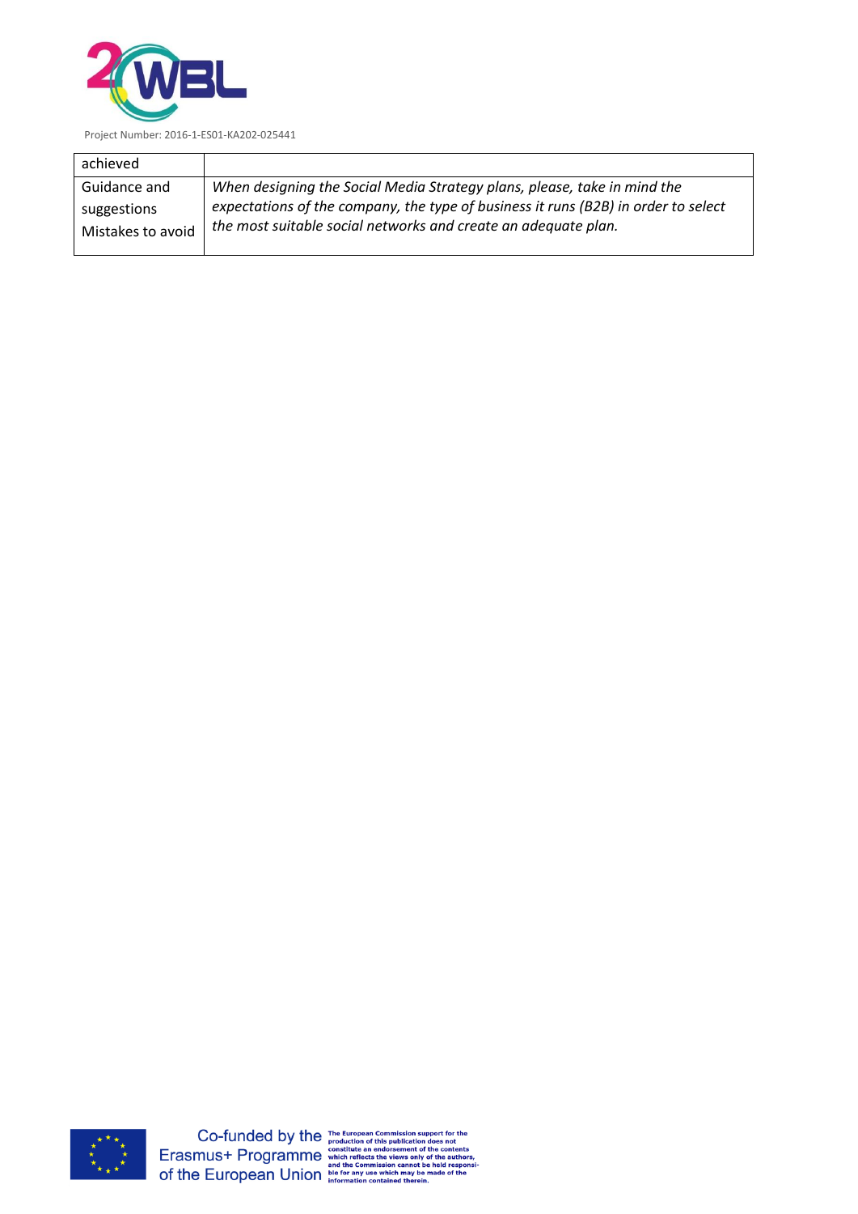| | |
|---|---|
| achieved | |
| Guidance and suggestions Mistakes to avoid | *When designing the Social Media Strategy plans, please, take in mind the expectations of the company, the type of business it runs (B2B) in order to select the most suitable social networks and create an adequate plan.* |